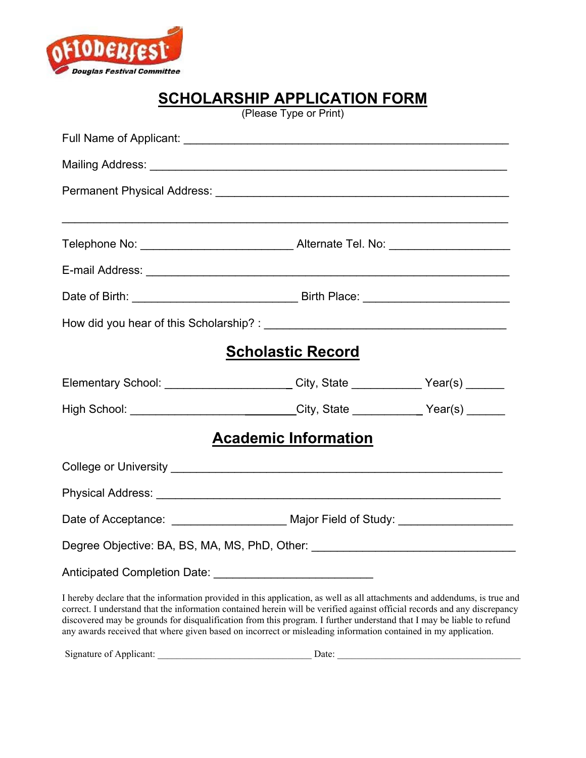Oktoberfest
Douglas Festival Committee

# SCHOLARSHIP APPLICATION FORM

(Please Type or Print)

Full Name of Applicant: ______________________________________________________

Mailing Address: _________________________________________________________

Permanent Physical Address: ____________________________________________

_________________________________________________________________________

Telephone No: ______________________ Alternate Tel. No: __________________

E-mail Address: __________________________________________________________

Date of Birth: ________________________ Birth Place: _____________________

How did you hear of this Scholarship? : ___________________________________

## Scholastic Record

Elementary School: ___________________ City, State __________ Year(s) ______

High School: __________________________City, State __________ Year(s) ______

## Academic Information

College or University ______________________________________________________

Physical Address: __________________________________________________________

Date of Acceptance: _________________ Major Field of Study: _________________

Degree Objective: BA, BS, MA, MS, PhD, Other: _______________________________

Anticipated Completion Date: _______________________

I hereby declare that the information provided in this application, as well as all attachments and addendums, is true and correct. I understand that the information contained herein will be verified against official records and any discrepancy discovered may be grounds for disqualification from this program. I further understand that I may be liable to refund any awards received that where given based on incorrect or misleading information contained in my application.

Signature of Applicant: _______________________________ Date: ______________________________________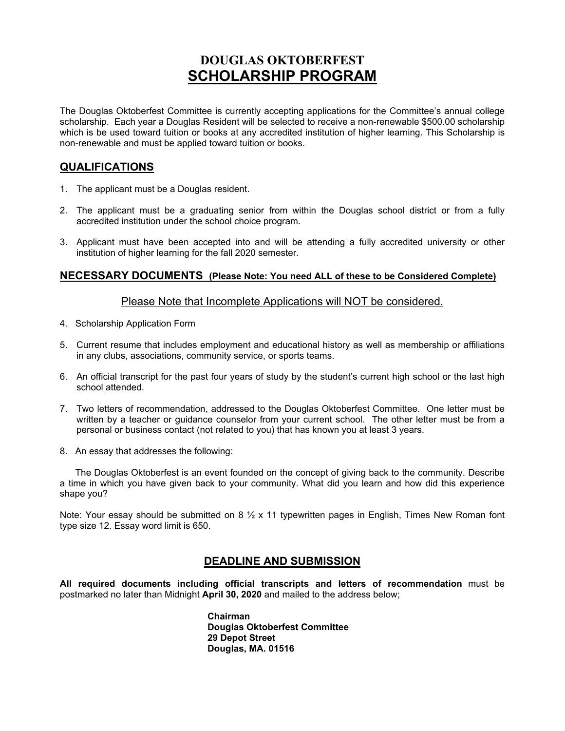# DOUGLAS OKTOBERFEST
# SCHOLARSHIP PROGRAM

The Douglas Oktoberfest Committee is currently accepting applications for the Committee's annual college scholarship. Each year a Douglas Resident will be selected to receive a non-renewable $500.00 scholarship which is be used toward tuition or books at any accredited institution of higher learning. This Scholarship is non-renewable and must be applied toward tuition or books.

## QUALIFICATIONS

1. The applicant must be a Douglas resident.
2. The applicant must be a graduating senior from within the Douglas school district or from a fully accredited institution under the school choice program.
3. Applicant must have been accepted into and will be attending a fully accredited university or other institution of higher learning for the fall 2020 semester.

## NECESSARY DOCUMENTS (Please Note: You need ALL of these to be Considered Complete)

Please Note that Incomplete Applications will NOT be considered.

4. Scholarship Application Form
5. Current resume that includes employment and educational history as well as membership or affiliations in any clubs, associations, community service, or sports teams.
6. An official transcript for the past four years of study by the student's current high school or the last high school attended.
7. Two letters of recommendation, addressed to the Douglas Oktoberfest Committee. One letter must be written by a teacher or guidance counselor from your current school. The other letter must be from a personal or business contact (not related to you) that has known you at least 3 years.
8. An essay that addresses the following:

The Douglas Oktoberfest is an event founded on the concept of giving back to the community. Describe a time in which you have given back to your community. What did you learn and how did this experience shape you?

Note: Your essay should be submitted on 8 ½ x 11 typewritten pages in English, Times New Roman font type size 12. Essay word limit is 650.

## DEADLINE AND SUBMISSION

**All required documents including official transcripts and letters of recommendation** must be postmarked no later than Midnight **April 30, 2020** and mailed to the address below;

**Chairman**
**Douglas Oktoberfest Committee**
**29 Depot Street**
**Douglas, MA. 01516**